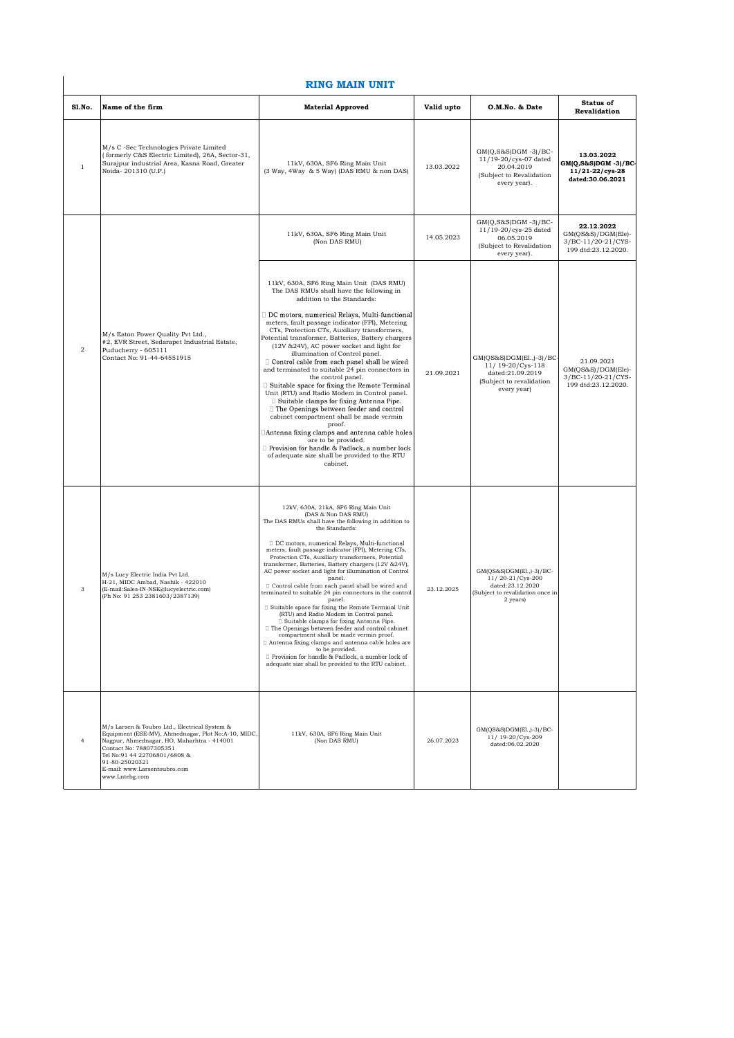# RING MAIN UNIT

| Sl.No. | Name of the firm | Material Approved | Valid upto | O.M.No. & Date | Status of Revalidation |
|---|---|---|---|---|---|
| 1 | M/s C -Sec Technologies Private Limited ( formerly C&S Electric Limited), 26A, Sector-31, Surajpur industrial Area, Kasna Road, Greater Noida- 201310 (U.P.) | 11kV, 630A, SF6 Ring Main Unit (3 Way, 4Way & 5 Way) (DAS RMU & non DAS) | 13.03.2022 | GM(Q,S&S)DGM -3)/BC-11/19-20/cys-07 dated 20.04.2019 (Subject to Revalidation every year). | **13.03.2022 GM(Q,S&S)DGM -3)/BC-11/21-22/cys-28 dated:30.06.2021** |
| 2 | M/s Eaton Power Quality Pvt Ltd., #2, EVR Street, Sedarapet Industrial Estate, Puducherry - 605111 Contact No: 91-44-64551915 | 11kV, 630A, SF6 Ring Main Unit (Non DAS RMU) | 14.05.2023 | GM(Q,S&S)DGM -3)/BC-11/19-20/cys-25 dated 06.05.2019 (Subject to Revalidation every year). | **22.12.2022** GM(QS&S)/DGM(Ele)-3/BC-11/20-21/CYS-199 dtd:23.12.2020. |
| | | 11kV, 630A, SF6 Ring Main Unit (DAS RMU) The DAS RMUs shall have the following in addition to the Standards: DC motors, numerical Relays, Multi-functional meters, fault passage indicator (FPI), Metering CTs, Protection CTs, Auxiliary transformers, Potential transformer, Batteries, Battery chargers (12V &24V), AC power socket and light for illumination of Control panel. Control cable from each panel shall be wired and terminated to suitable 24 pin connectors in the control panel. Suitable space for fixing the Remote Terminal Unit (RTU) and Radio Modem in Control panel. Suitable clamps for fixing Antenna Pipe. The Openings between feeder and control cabinet compartment shall be made vermin proof. Antenna fixing clamps and antenna cable holes are to be provided. Provision for handle & Padlock, a number lock of adequate size shall be provided to the RTU cabinet. | 21.09.2021 | GM(QS&S)DGM(El.,)-3)/BC-11/ 19-20/Cys-118 dated:21.09.2019 (Subject to revalidation every year) | 21.09.2021 GM(QS&S)/DGM(Ele)-3/BC-11/20-21/CYS-199 dtd:23.12.2020. |
| 3 | M/s Lucy Electric India Pvt Ltd. H-21, MIDC Ambad, Nashik - 422010 (E-mail:Sales-IN-NSK@lucyelectric.com) (Ph No: 91 253 2381603/2387139) | 12kV, 630A, 21kA, SF6 Ring Main Unit (DAS & Non DAS RMU) The DAS RMUs shall have the following in addition to the Standards: DC motors, numerical Relays, Multi-functional meters, fault passage indicator (FPI), Metering CTs, Protection CTs, Auxiliary transformers, Potential transformer, Batteries, Battery chargers (12V &24V), AC power socket and light for illumination of Control panel. Control cable from each panel shall be wired and terminated to suitable 24 pin connectors in the control panel. Suitable space for fixing the Remote Terminal Unit (RTU) and Radio Modem in Control panel. Suitable clamps for fixing Antenna Pipe. The Openings between feeder and control cabinet compartment shall be made vermin proof. Antenna fixing clamps and antenna cable holes are to be provided. Provision for handle & Padlock, a number lock of adequate size shall be provided to the RTU cabinet. | 23.12.2025 | GM(QS&S)DGM(El.,)-3)/BC-11/ 20-21/Cys-200 dated:23.12.2020 (Subject to revalidation once in 2 years) | |
| 4 | M/s Larsen & Toubro Ltd., Electrical System & Equipment (ESE-MV), Ahmednagar, Plot No:A-10, MIDC, Nagpur, Ahmednagar, HO, Maharhtra - 414001 Contact No: 78807305351 Tel No:91 44 22706801/6808 & 91-80-25020321 E-mail: www.Larsentoubro.com www.Lntebg.com | 11kV, 630A, SF6 Ring Main Unit (Non DAS RMU) | 26.07.2023 | GM(QS&S)DGM(El.,)-3)/BC-11/ 19-20/Cys-209 dated:06.02.2020 | |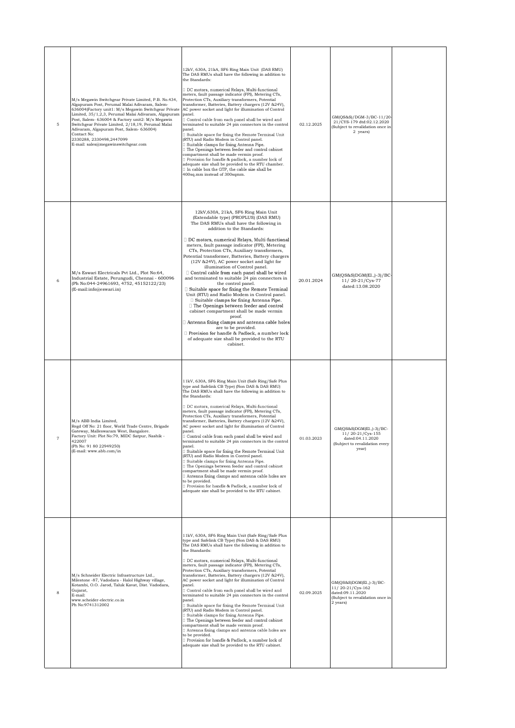| 5 | M/s Megawin Switchgear Private Limited, P.B. No.434, Algapuram Post, Perumal Malai Adivaram, Salem-636004(Factory unit1: M/s Megawin Switchgear Private Limited, 35/1,2,3, Perumal Malai Adivaram, Algapuram Post, Salem- 636004 & Factory unit2: M/s Megawin Switchgear Private Limited, 2/18,19, Perumal Malai Adivaram, Algapuram Post, Salem- 636004)<br>Contact No:<br>2330288, 2330498,2447099<br>E-mail: sales@megawinswitchgear.com | 12kV, 630A, 21kA, SF6 Ring Main Unit (DAS RMU)<br>The DAS RMUs shall have the following in addition to the Standards:<br> DC motors, numerical Relays, Multi-functional meters, fault passage indicator (FPI), Metering CTs, Protection CTs, Auxiliary transformers, Potential transformer, Batteries, Battery chargers (12V &24V), AC power socket and light for illumination of Control panel.<br> Control cable from each panel shall be wired and terminated to suitable 24 pin connectors in the control panel.<br> Suitable space for fixing the Remote Terminal Unit (RTU) and Radio Modem in Control panel.<br> Suitable clamps for fixing Antenna Pipe.<br> The Openings between feeder and control cabinet compartment shall be made vermin proof.<br> Provision for handle & padlock, a number lock of adequate size shall be provided to the RTU chamber.<br> In cable box the GTP, the cable size shall be 400sq.mm instead of 300sqmm. | 02.12.2025 | GM(QS&S)/DGM-3/BC-11/20-21/CYS-179 dtd:02.12.2020 (Subject to revalidation once in 2 years) | |
|---|---|---|---|---|---|
| 6 | M/s Eswari Electricals Pvt Ltd., Plot No:64, Industrial Estate, Perungudi, Chennai - 600096 (Ph No:044-24961693, 4752, 45152122/23) (E-mail:info@eswari.in) | 12kV,630A, 21kA, SF6 Ring Main Unit (Extendable type) (PROPLUS) (DAS RMU)<br>The DAS RMUs shall have the following in addition to the Standards:<br> DC motors, numerical Relays, Multi-functional meters, fault passage indicator (FPI), Metering CTs, Protection CTs, Auxiliary transformers, Potential transformer, Batteries, Battery chargers (12V &24V), AC power socket and light for illumination of Control panel.<br> Control cable from each panel shall be wired and terminated to suitable 24 pin connectors in the control panel.<br> Suitable space for fixing the Remote Terminal Unit (RTU) and Radio Modem in Control panel.<br> Suitable clamps for fixing Antenna Pipe.<br> The Openings between feeder and control cabinet compartment shall be made vermin proof.<br> Antenna fixing clamps and antenna cable holes are to be provided.<br> Provision for handle & Padlock, a number lock of adequate size shall be provided to the RTU cabinet. | 20.01.2024 | GM(QS&S)DGM(El.,)-3)/BC-11/ 20-21/Cys-77 dated:13.08.2020 | |
| 7 | M/s ABB India Limited,<br>Regd Off No: 21 floor, World Trade Centre, Brigade Gateway, Malleswaram West, Bangalore.<br>Factory Unit: Plot No:79, MIDC Satpur, Nashik - 422007<br>(Ph No: 91 80 22949250)<br>(E-mail: www.abb.com/in | 11kV, 630A, SF6 Ring Main Unit (Safe Ring/Safe Plus type and Safelink CB Type) (Non DAS & DAS RMU)<br>The DAS RMUs shall have the following in addition to the Standards:<br> DC motors, numerical Relays, Multi-functional meters, fault passage indicator (FPI), Metering CTs, Protection CTs, Auxiliary transformers, Potential transformer, Batteries, Battery chargers (12V &24V), AC power socket and light for illumination of Control panel.<br> Control cable from each panel shall be wired and terminated to suitable 24 pin connectors in the control panel.<br> Suitable space for fixing the Remote Terminal Unit (RTU) and Radio Modem in Control panel.<br> Suitable clamps for fixing Antenna Pipe.<br> The Openings between feeder and control cabinet compartment shall be made vermin proof.<br> Antenna fixing clamps and antenna cable holes are to be provided.<br> Provision for handle & Padlock, a number lock of adequate size shall be provided to the RTU cabinet. | 01.03.2023 | GM(QS&S)DGM(El.,)-3)/BC-11/ 20-21/Cys-155 dated:04.11.2020 (Subject to revalidation every year) | |
| 8 | M/s Schneider Electric Infrastructure Ltd., Milestone -87, Vadodara - Halol Highway village, Kotambi, O.O. Jarod, Taluk Kavat, Dist. Vadodara, Gujarat,<br>E-mail:<br>www.scheider-electric.co.in<br>Ph No:9741312002 | 11kV, 630A, SF6 Ring Main Unit (Safe Ring/Safe Plus type and Safelink CB Type) (Non DAS & DAS RMU)<br>The DAS RMUs shall have the following in addition to the Standards:<br> DC motors, numerical Relays, Multi-functional meters, fault passage indicator (FPI), Metering CTs, Protection CTs, Auxiliary transformers, Potential transformer, Batteries, Battery chargers (12V &24V), AC power socket and light for illumination of Control panel.<br> Control cable from each panel shall be wired and terminated to suitable 24 pin connectors in the control panel.<br> Suitable space for fixing the Remote Terminal Unit (RTU) and Radio Modem in Control panel.<br> Suitable clamps for fixing Antenna Pipe.<br> The Openings between feeder and control cabinet compartment shall be made vermin proof.<br> Antenna fixing clamps and antenna cable holes are to be provided.<br> Provision for handle & Padlock, a number lock of adequate size shall be provided to the RTU cabinet. | 02.09.2025 | GM(QS&S)DGM(El.,)-3)/BC-11/ 20-21/Cys-162 dated:09.11.2020 (Subject to revalidation once in 2 years) | |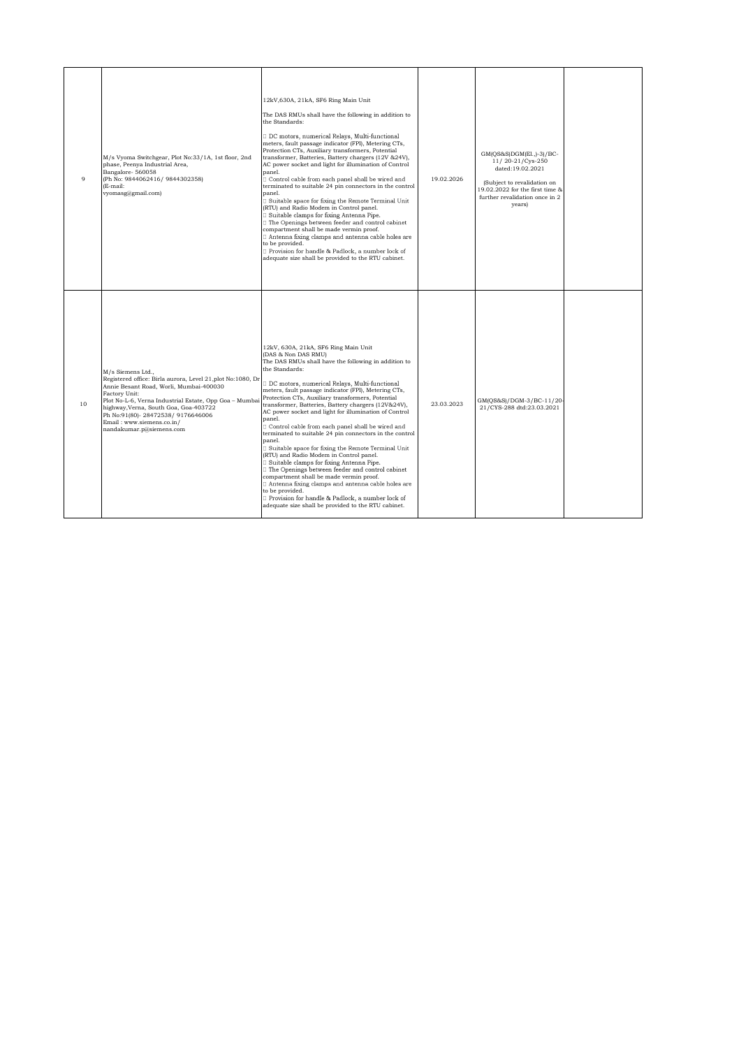| | | | | | |
|---|---|---|---|---|---|
| 9 | M/s Vyoma Switchgear, Plot No:33/1A, 1st floor, 2nd phase, Peenya Industrial Area, Bangalore- 560058 (Ph No: 9844062416/ 9844302358) (E-mail: vyomasg@gmail.com) | 12kV,630A, 21kA, SF6 Ring Main Unit<br><br>The DAS RMUs shall have the following in addition to the Standards:<br><br> DC motors, numerical Relays, Multi-functional meters, fault passage indicator (FPI), Metering CTs, Protection CTs, Auxiliary transformers, Potential transformer, Batteries, Battery chargers (12V &24V), AC power socket and light for illumination of Control panel.<br> Control cable from each panel shall be wired and terminated to suitable 24 pin connectors in the control panel.<br> Suitable space for fixing the Remote Terminal Unit (RTU) and Radio Modem in Control panel.<br> Suitable clamps for fixing Antenna Pipe.<br> The Openings between feeder and control cabinet compartment shall be made vermin proof.<br> Antenna fixing clamps and antenna cable holes are to be provided.<br> Provision for handle & Padlock, a number lock of adequate size shall be provided to the RTU cabinet. | 19.02.2026 | GM(QS&S)DGM(El.,)-3)/BC-11/ 20-21/Cys-250 dated:19.02.2021<br><br>(Subject to revalidation on 19.02.2022 for the first time & further revalidation once in 2 years) | |
| 10 | M/s Siemens Ltd.,<br>Registered office: Birla aurora, Level 21,plot No:1080, Dr Annie Besant Road, Worli, Mumbai-400030<br>Factory Unit:<br>Plot No-L-6, Verna Industrial Estate, Opp Goa – Mumbai highway,Verna, South Goa, Goa-403722<br>Ph No:91(80)- 28472538/ 9176646006<br>Email : www.siemens.co.in/ nandakumar.p@siemens.com | 12kV, 630A, 21kA, SF6 Ring Main Unit (DAS & Non DAS RMU)<br>The DAS RMUs shall have the following in addition to the Standards:<br><br> DC motors, numerical Relays, Multi-functional meters, fault passage indicator (FPI), Metering CTs, Protection CTs, Auxiliary transformers, Potential transformer, Batteries, Battery chargers (12V&24V), AC power socket and light for illumination of Control panel.<br> Control cable from each panel shall be wired and terminated to suitable 24 pin connectors in the control panel.<br> Suitable space for fixing the Remote Terminal Unit (RTU) and Radio Modem in Control panel.<br> Suitable clamps for fixing Antenna Pipe.<br> The Openings between feeder and control cabinet compartment shall be made vermin proof.<br> Antenna fixing clamps and antenna cable holes are to be provided.<br> Provision for handle & Padlock, a number lock of adequate size shall be provided to the RTU cabinet. | 23.03.2023 | GM(QS&S)/DGM-3/BC-11/20-21/CYS-288 dtd:23.03.2021 | |